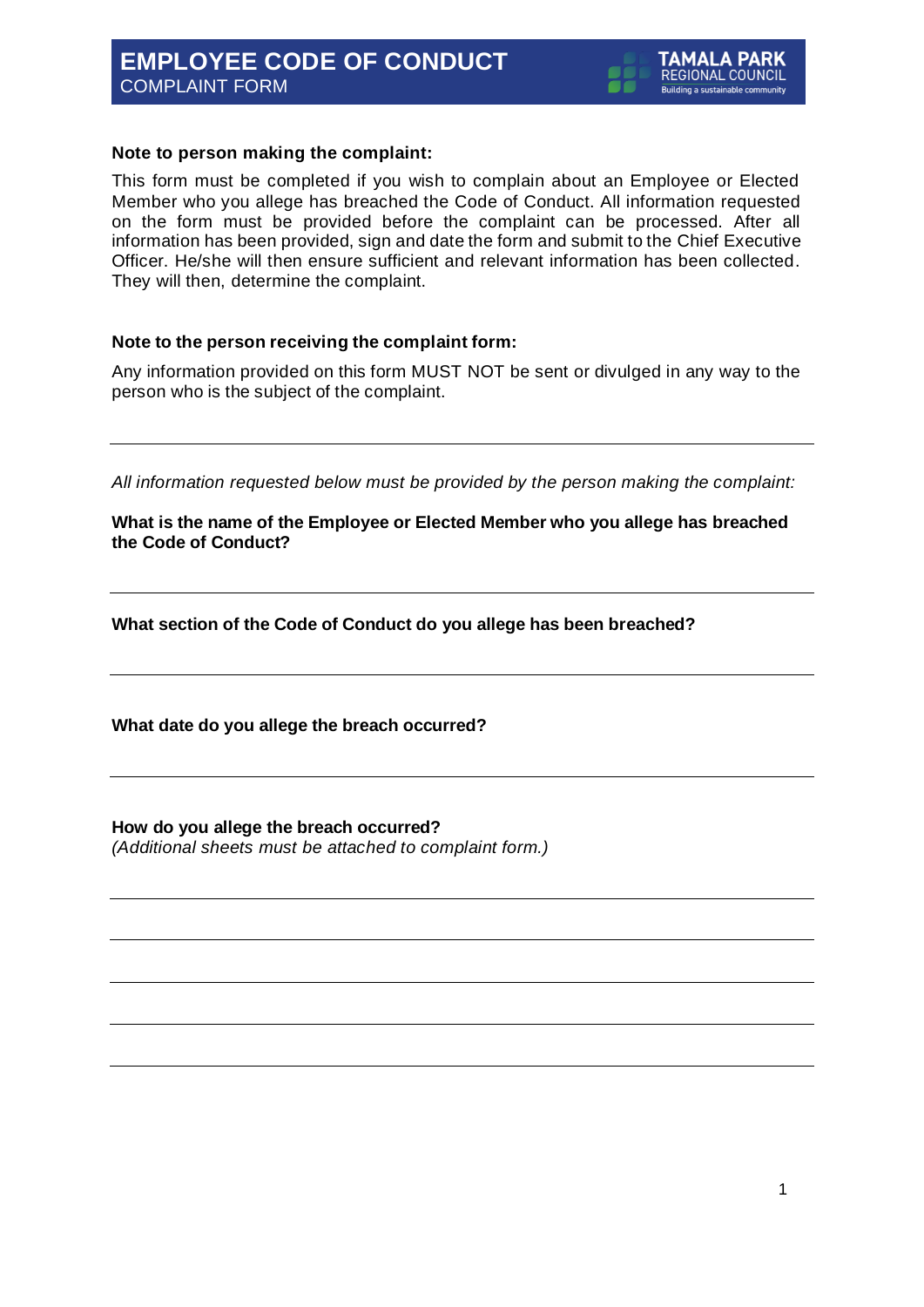# EMPLOYEE CODE OF CONDUCT

COMPLAINT FORM

TAMALA PARK REGIONAL COUNCIL
Building a sustainable community

**Note to person making the complaint:**

This form must be completed if you wish to complain about an Employee or Elected Member who you allege has breached the Code of Conduct. All information requested on the form must be provided before the complaint can be processed. After all information has been provided, sign and date the form and submit to the Chief Executive Officer. He/she will then ensure sufficient and relevant information has been collected. They will then, determine the complaint.

**Note to the person receiving the complaint form:**

Any information provided on this form MUST NOT be sent or divulged in any way to the person who is the subject of the complaint.

---

*All information requested below must be provided by the person making the complaint:*

**What is the name of the Employee or Elected Member who you allege has breached the Code of Conduct?**

---

**What section of the Code of Conduct do you allege has been breached?**

---

**What date do you allege the breach occurred?**

---

**How do you allege the breach occurred?**
*(Additional sheets must be attached to complaint form.)*

---

---

---

---

---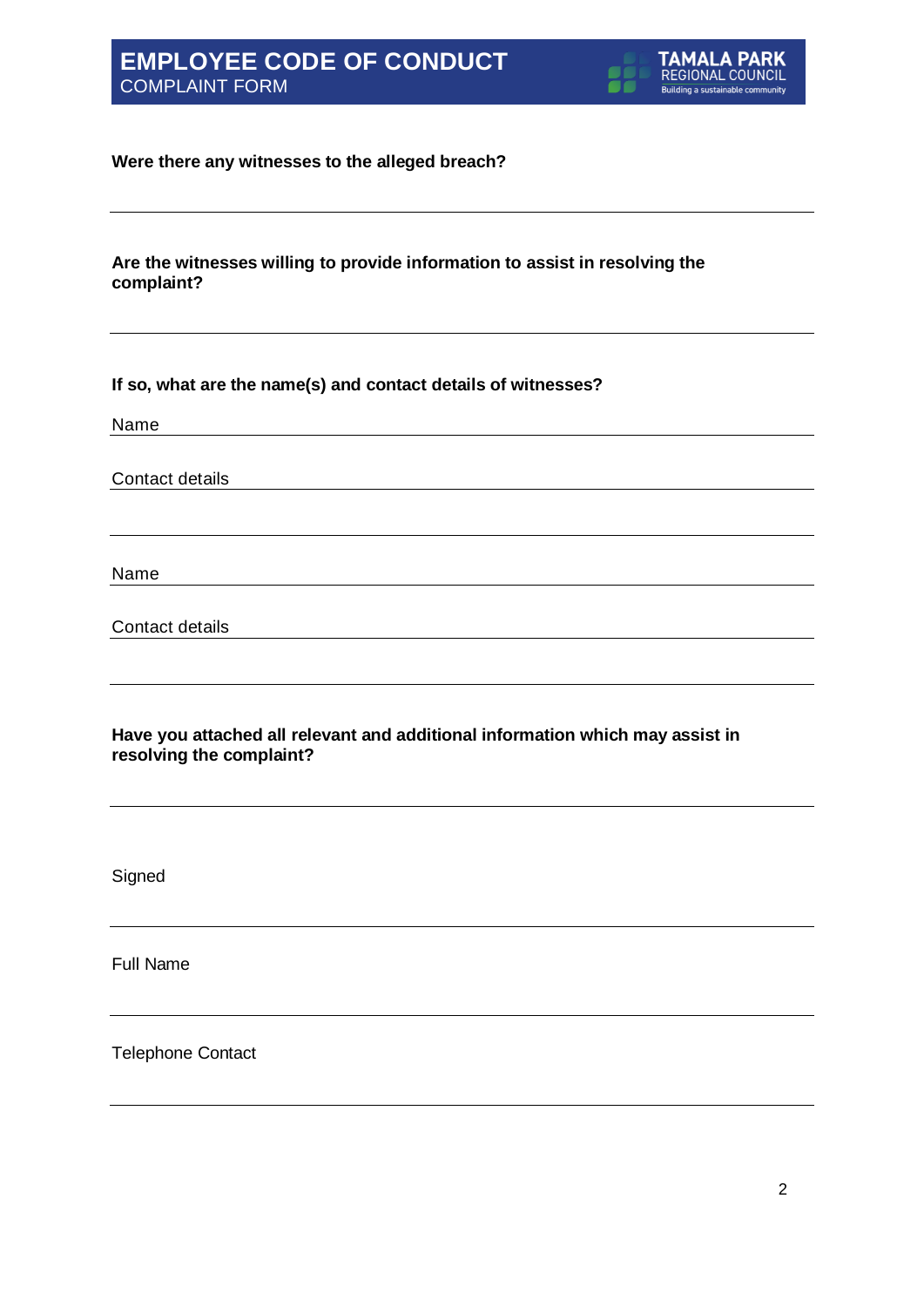**Were there any witnesses to the alleged breach?**

---

**Are the witnesses willing to provide information to assist in resolving the complaint?**

---

**If so, what are the name(s) and contact details of witnesses?**

Name

Contact details

---

Name

Contact details

---

**Have you attached all relevant and additional information which may assist in resolving the complaint?**

---

Signed

---

Full Name

---

Telephone Contact

---